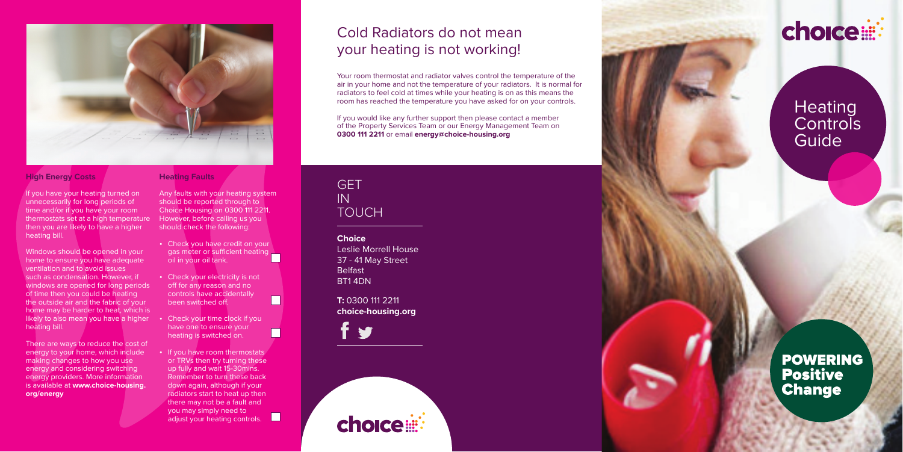# Heating Controls Guide

POWERING Positive Change

## Cold Radiators do not mean your heating is not working!

Your room thermostat and radiator valves control the temperature of the air in your home and not the temperature of your radiators. It is normal for radiators to feel cold at times while your heating is on as this means the room has reached the temperature you have asked for on your controls.

If you would like any further support then please contact a member of the Property Services Team or our Energy Management Team on **0300 111 2211** or email **energy@choice-housing.org**

### High Energy Costs

If you have your heating turned on unnecessarily for long periods of time and/or if you have your room thermostats set at a high temperature then you are likely to have a higher heating bill.

Windows should be opened in your home to ensure you have adequate ventilation and to avoid issues such as condensation. However, if windows are opened for long periods of time then you could be heating the outside air and the fabric of your home may be harder to heat, which is likely to also mean you have a higher heating bill.

There are ways to reduce the cost of energy to your home, which include making changes to how you use energy and considering switching energy providers. More information is available at **www.choice-housing.org/energy**

### Heating Faults

Any faults with your heating system should be reported through to Choice Housing on 0300 111 2211. However, before calling us you should check the following:

- Check you have credit on your gas meter or sufficient heating oil in your oil tank. ☐
- Check your electricity is not off for any reason and no controls have accidentally been switched off. ☐
- Check your time clock if you have one to ensure your heating is switched on. ☐
- If you have room thermostats or TRVs then try turning these up fully and wait 15-30mins. Remember to turn these back down again, although if your radiators start to heat up then there may not be a fault and you may simply need to adjust your heating controls. ☐

## GET IN TOUCH

**Choice**
Leslie Morrell House
37 - 41 May Street
Belfast
BT1 4DN

**T:** 0300 111 2211
**choice-housing.org**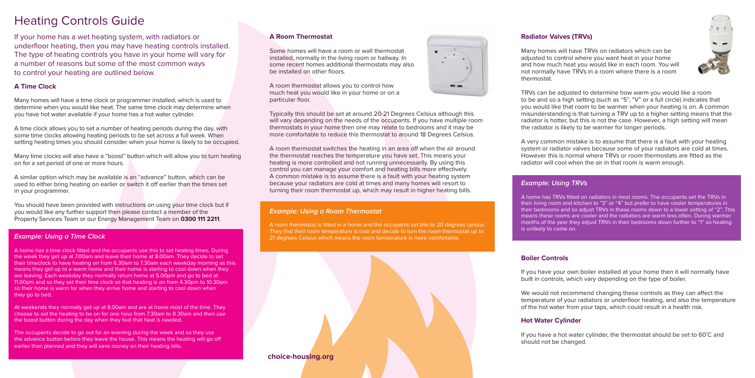# Heating Controls Guide

If your home has a wet heating system, with radiators or underfloor heating, then you may have heating controls installed. The type of heating controls you have in your home will vary for a number of reasons but some of the most common ways to control your heating are outlined below.

## A Time Clock

Many homes will have a time clock or programmer installed, which is used to determine when you would like heat. The same time clock may determine when you have hot water available if your home has a hot water cylinder.

A time clock allows you to set a number of heating periods during the day, with some time clocks allowing heating periods to be set across a full week. When setting heating times you should consider when your home is likely to be occupied.

Many time clocks will also have a "boost" button which will allow you to turn heating on for a set period of one or more hours.

A similar option which may be available is an "advance" button, which can be used to either bring heating on earlier or switch it off earlier than the times set in your programmer.

You should have been provided with instructions on using your time clock but if you would like any further support then please contact a member of the Property Services Team or our Energy Management Team on **0300 111 2211**.

### *Example: Using a Time Clock*

A home has a time clock fitted and the occupants use this to set heating times. During the week they get up at 7.00am and leave their home at 8.00am. They decide to set their timeclock to have heating on from 6.30am to 7.30am each weekday morning as this means they get up to a warm home and their home is starting to cool down when they are leaving. Each weekday they normally return home at 5.00pm and go to bed at 11.00pm and so they set their time clock so that heating is on from 4.30pm to 10.30pm so their home is warm for when they arrive home and starting to cool down when they go to bed.

At weekends they normally get up at 8.00am and are at home most of the time. They choose to set the heating to be on for one hour from 7.30am to 8.30am and then use the boost button during the day when they feel that heat is needed.

The occupants decide to go out for an evening during the week and so they use the advance button before they leave the house. This means the heating will go off earlier than planned and they will save money on their heating bills.

## A Room Thermostat

Some homes will have a room or wall thermostat installed, normally in the living room or hallway. In some recent homes additional thermostats may also be installed on other floors.

A room thermostat allows you to control how much heat you would like in your home or on a particular floor.

Typically this should be set at around 20-21 Degrees Celsius although this will vary depending on the needs of the occupants. If you have multiple room thermostats in your home then one may relate to bedrooms and it may be more comfortable to reduce this thermostat to around 18 Degrees Celsius.

A room thermostat switches the heating in an area off when the air around the thermostat reaches the temperature you have set. This means your heating is more controlled and not running unnecessarily. By using this control you can manage your comfort and heating bills more effectively. A common mistake is to assume there is a fault with your heating system because your radiators are cold at times and many homes will resort to turning their room thermostat up, which may result in higher heating bills.

### *Example: Using a Room Thermostat*

A room thermostat is fitted in a home and the occupants set this to 20 degrees celsius. They find their room temperature is cool and decide to turn the room thermostat up to 21 degrees Celsius which means the room temperature is more comfortable.

**choice-housing.org**

## Radiator Valves (TRVs)

Many homes will have TRVs on radiators which can be adjusted to control where you want heat in your home and how much heat you would like in each room. You will not normally have TRVs in a room where there is a room thermostat.

TRVs can be adjusted to determine how warm you would like a room to be and so a high setting (such as "5", "V" or a full circle) indicates that you would like that room to be warmer when your heating is on. A common misunderstanding is that turning a TRV up to a higher setting means that the radiator is hotter, but this is not the case. However, a high setting will mean the radiator is likely to be warmer for longer periods.

A very common mistake is to assume that there is a fault with your heating system or radiator valves because some of your radiators are cold at times. However this is normal where TRVs or room thermostats are fitted as the radiator will cool when the air in that room is warm enough.

### *Example: Using TRVs*

A home has TRVs fitted on radiators in most rooms. The occupants set the TRVs in their living room and kitchen to "3" or "4" but prefer to have cooler temperatures in their bedrooms and so adjust TRVs in these rooms down to a lower setting of "2". This means these rooms are cooler and the radiators are warm less often. During warmer months of the year they adjust TRVs in their bedrooms down further to "1" so heating is unlikely to come on.

## Boiler Controls

If you have your own boiler installed at your home then it will normally have built in controls, which vary depending on the type of boiler.

We would not recommend changing these controls as they can affect the temperature of your radiators or underfloor heating, and also the temperature of the hot water from your taps, which could result in a health risk.

## Hot Water Cylinder

If you have a hot water cylinder, the thermostat should be set to 60˚C and should not be changed.